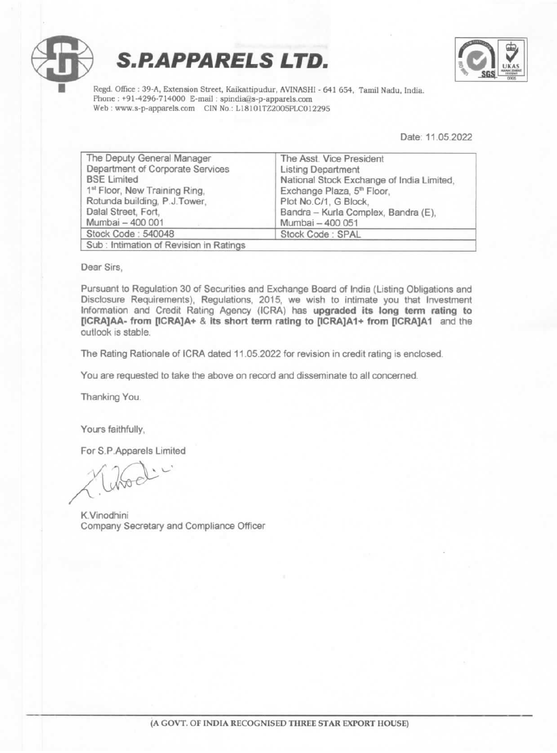# S.P.APPARELS LTD.

Regd. Office : 39-A, Extension Street, Kaikattipudur, AVINASHI - 641 654, Tamil Nadu, India.
Phone : +91-4296-714000 E-mail : spindia@s-p-apparels.com
Web : www.s-p-apparels.com CIN No.: L18101TZ2005PLC012295

Date: 11.05.2022

| The Deputy General Manager<br>Department of Corporate Services<br>BSE Limited<br>1st Floor, New Training Ring,<br>Rotunda building, P.J.Tower,<br>Dalal Street, Fort,<br>Mumbai – 400 001 | The Asst. Vice President<br>Listing Department<br>National Stock Exchange of India Limited,<br>Exchange Plaza, 5th Floor,<br>Plot No.C/1, G Block,<br>Bandra – Kurla Complex, Bandra (E),<br>Mumbai – 400 051 |
|---|---|
| Stock Code : 540048 | Stock Code : SPAL |
| Sub : Intimation of Revision in Ratings | |

Dear Sirs,

Pursuant to Regulation 30 of Securities and Exchange Board of India (Listing Obligations and Disclosure Requirements), Regulations, 2015, we wish to intimate you that Investment Information and Credit Rating Agency (ICRA) has **upgraded its long term rating to [ICRA]AA- from [ICRA]A+** & **its short term rating to [ICRA]A1+ from [ICRA]A1** and the outlook is stable.

The Rating Rationale of ICRA dated 11.05.2022 for revision in credit rating is enclosed.

You are requested to take the above on record and disseminate to all concerned.

Thanking You.

Yours faithfully,

For S.P.Apparels Limited

K.Vinodhini
Company Secretary and Compliance Officer

(A GOVT. OF INDIA RECOGNISED THREE STAR EXPORT HOUSE)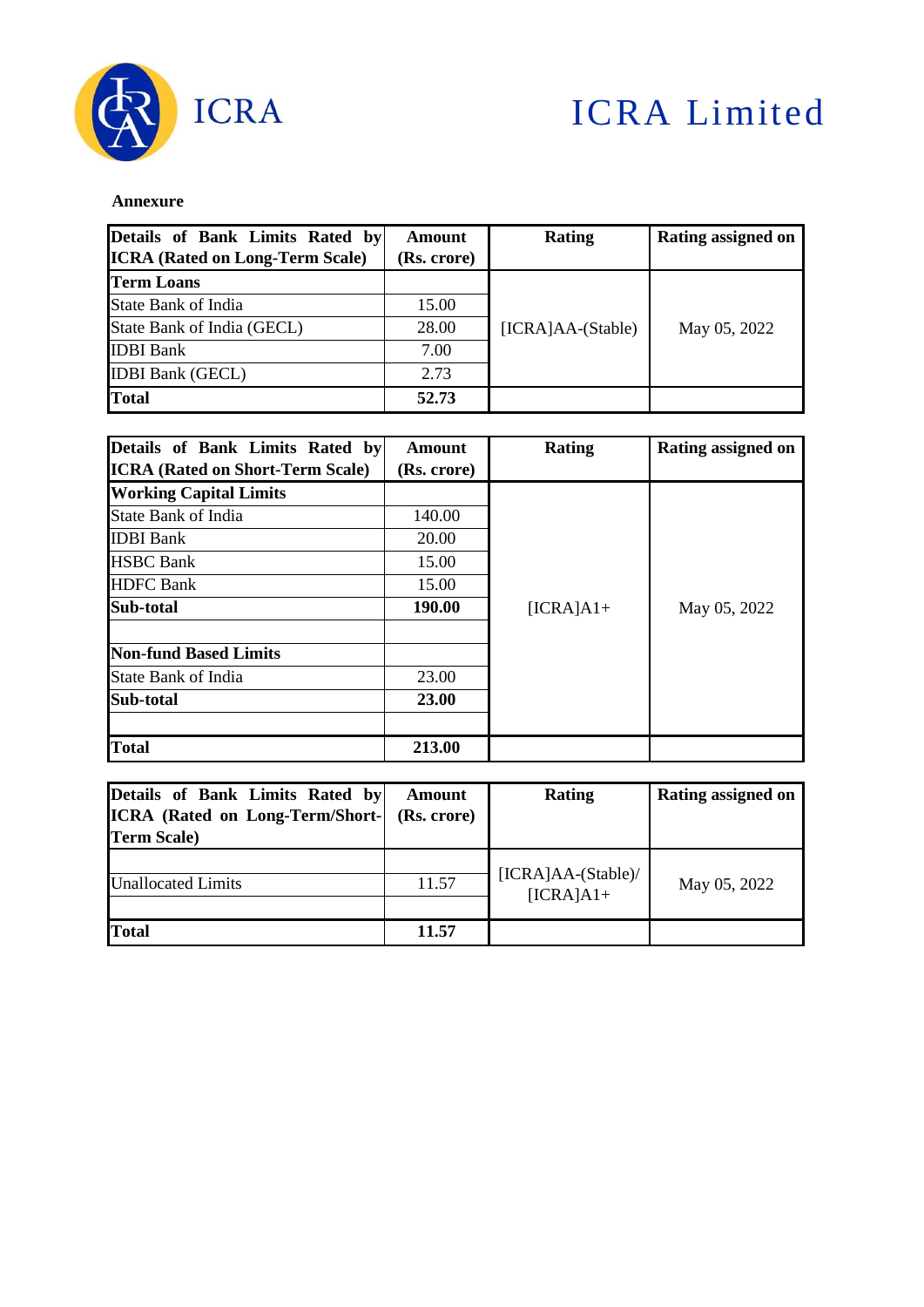**Annexure**

| Details of Bank Limits Rated by ICRA (Rated on Long-Term Scale) | Amount (Rs. crore) | Rating | Rating assigned on |
|---|---|---|---|
| **Term Loans** | | [ICRA]AA-(Stable) | May 05, 2022 |
| State Bank of India | 15.00 | | |
| State Bank of India (GECL) | 28.00 | | |
| IDBI Bank | 7.00 | | |
| IDBI Bank (GECL) | 2.73 | | |
| **Total** | **52.73** | | |

| Details of Bank Limits Rated by ICRA (Rated on Short-Term Scale) | Amount (Rs. crore) | Rating | Rating assigned on |
|---|---|---|---|
| **Working Capital Limits** | | [ICRA]A1+ | May 05, 2022 |
| State Bank of India | 140.00 | | |
| IDBI Bank | 20.00 | | |
| HSBC Bank | 15.00 | | |
| HDFC Bank | 15.00 | | |
| **Sub-total** | **190.00** | | |
| | | | |
| **Non-fund Based Limits** | | | |
| State Bank of India | 23.00 | | |
| **Sub-total** | **23.00** | | |
| | | | |
| **Total** | **213.00** | | |

| Details of Bank Limits Rated by ICRA (Rated on Long-Term/Short-Term Scale) | Amount (Rs. crore) | Rating | Rating assigned on |
|---|---|---|---|
| | | [ICRA]AA-(Stable)/ [ICRA]A1+ | May 05, 2022 |
| Unallocated Limits | 11.57 | | |
| | | | |
| **Total** | **11.57** | | |